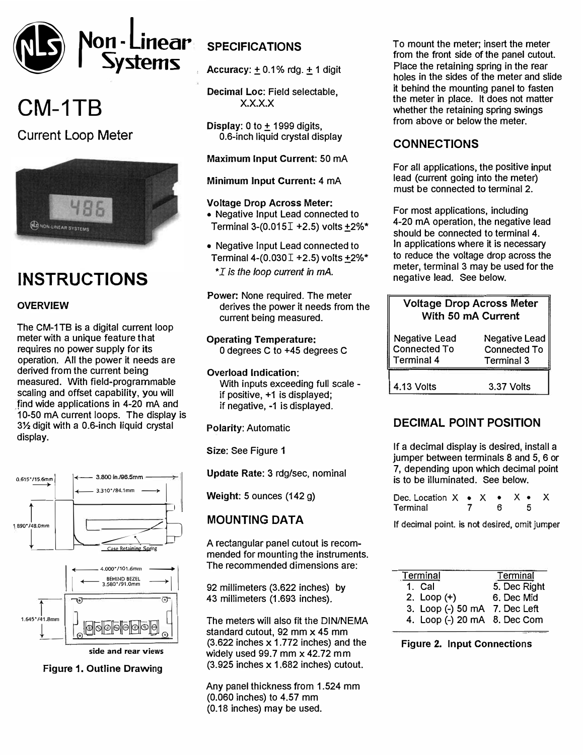# CM-1TB

## Current Loop Meter

## INSTRUCTIONS

### OVERVIEW

The CM-1TB is a digital current loop meter with a unique feature that requires no power supply for its operation. All the power it needs are derived from the current being measured. With field-programmable scaling and offset capability, you will find wide applications in 4-20 mA and 10-50 mA current loops. The display is 3½ digit with a 0.6-inch liquid crystal display.

0.615"/15.6mm | 3.800 in./96.5mm | 3.310"/84.1mm | 1.890"/48.0mm | Case Retaining Spring | 4.000"/101.6mm | BEHIND BEZEL 3.580"/91.0mm | 1.645"/41.8mm

side and rear views

**Figure 1. Outline Drawing**

### SPECIFICATIONS

**Accuracy:** ± 0.1% rdg. ± 1 digit

**Decimal Loc:** Field selectable, X.X.X.X

**Display:** 0 to ± 1999 digits, 0.6-inch liquid crystal display

**Maximum Input Current:** 50 mA

**Minimum Input Current:** 4 mA

**Voltage Drop Across Meter:**

- Negative Input Lead connected to Terminal 3-($0.015I + 2.5$) volts ±2%*
- Negative Input Lead connected to Terminal 4-($0.030I + 2.5$) volts ±2%*

*$I$ is the loop current in mA.*

**Power:** None required. The meter derives the power it needs from the current being measured.

**Operating Temperature:** 0 degrees C to +45 degrees C

**Overload Indication:** With inputs exceeding full scale - if positive, +1 is displayed; if negative, -1 is displayed.

**Polarity:** Automatic

**Size:** See Figure 1

**Update Rate:** 3 rdg/sec, nominal

**Weight:** 5 ounces (142 g)

### MOUNTING DATA

A rectangular panel cutout is recommended for mounting the instruments. The recommended dimensions are:

92 millimeters (3.622 inches) by 43 millimeters (1.693 inches).

The meters will also fit the DIN/NEMA standard cutout, 92 mm x 45 mm (3.622 inches x 1.772 inches) and the widely used 99.7 mm x 42.72 mm (3.925 inches x 1.682 inches) cutout.

Any panel thickness from 1.524 mm (0.060 inches) to 4.57 mm (0.18 inches) may be used.

To mount the meter; insert the meter from the front side of the panel cutout. Place the retaining spring in the rear holes in the sides of the meter and slide it behind the mounting panel to fasten the meter in place. It does not matter whether the retaining spring swings from above or below the meter.

### CONNECTIONS

For all applications, the positive input lead (current going into the meter) must be connected to terminal 2.

For most applications, including 4-20 mA operation, the negative lead should be connected to terminal 4. In applications where it is necessary to reduce the voltage drop across the meter, terminal 3 may be used for the negative lead. See below.

| Voltage Drop Across Meter With 50 mA Current | |
|---|---|
| Negative Lead Connected To Terminal 4 | Negative Lead Connected To Terminal 3 |
| 4.13 Volts | 3.37 Volts |

### DECIMAL POINT POSITION

If a decimal display is desired, install a jumper between terminals 8 and 5, 6 or 7, depending upon which decimal point is to be illuminated. See below.

| Dec. Location | X • | X • | X • X |
|---|---|---|---|
| Terminal | 7 | 6 | 5 |

If decimal point. is not desired, omit jumper

| Terminal | Terminal |
|---|---|
| 1. Cal | 5. Dec Right |
| 2. Loop (+) | 6. Dec Mid |
| 3. Loop (-) 50 mA | 7. Dec Left |
| 4. Loop (-) 20 mA | 8. Dec Com |

**Figure 2. Input Connections**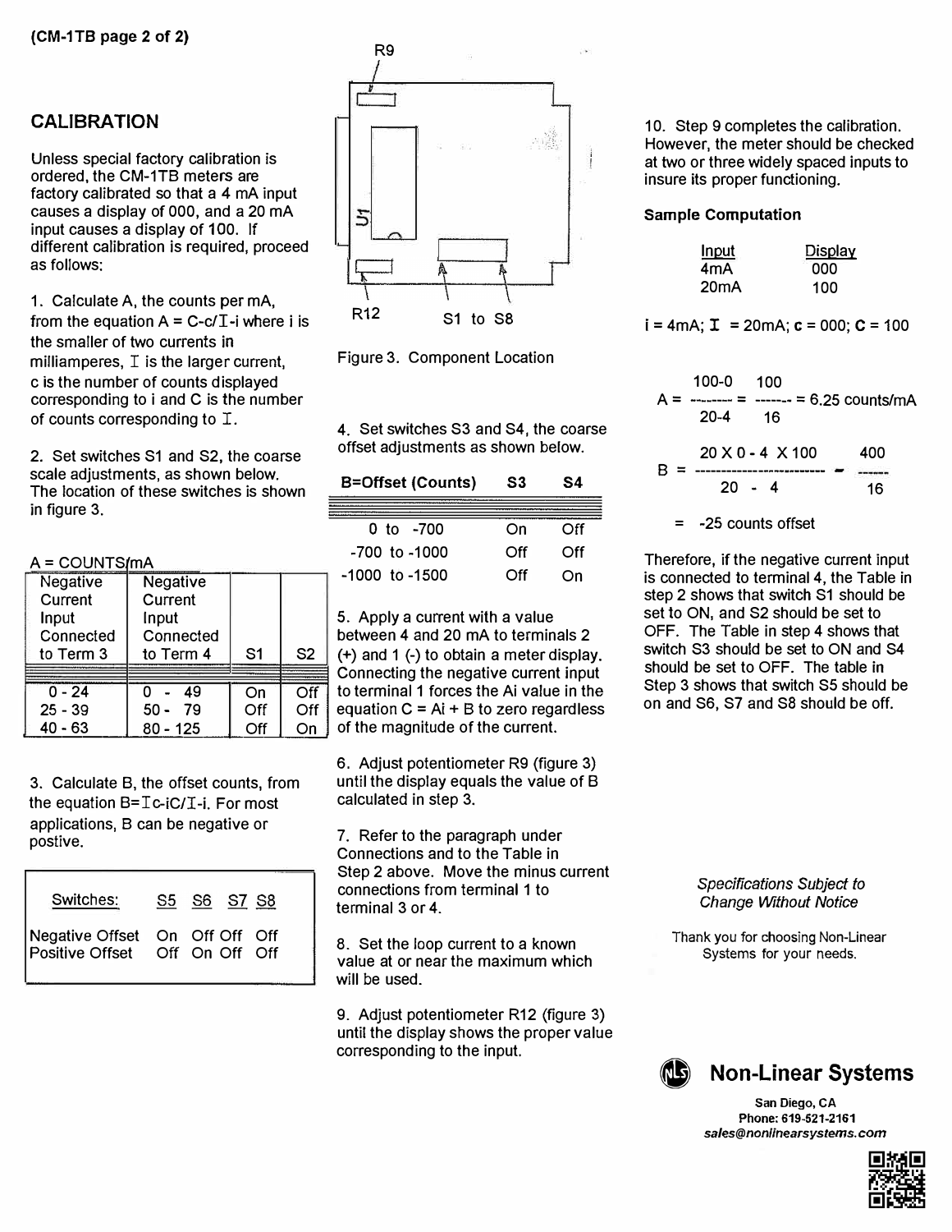## CALIBRATION

Unless special factory calibration is ordered, the CM-1TB meters are factory calibrated so that a 4 mA input causes a display of 000, and a 20 mA input causes a display of 100. If different calibration is required, proceed as follows:

1. Calculate A, the counts per mA, from the equation $A = C-c/I-i$ where i is the smaller of two currents in milliamperes, I is the larger current, c is the number of counts displayed corresponding to i and C is the number of counts corresponding to I.

2. Set switches S1 and S2, the coarse scale adjustments, as shown below. The location of these switches is shown in figure 3.

A = COUNTS/mA

| Negative Current Input Connected to Term 3 | Negative Current Input Connected to Term 4 | S1 | S2 |
|---|---|---|---|
| 0 - 24 | 0 - 49 | On | Off |
| 25 - 39 | 50 - 79 | Off | Off |
| 40 - 63 | 80 - 125 | Off | On |

3. Calculate B, the offset counts, from the equation $B=Ic-iC/I-i$. For most applications, B can be negative or postive.

| Switches: | S5 | S6 | S7 | S8 |
|---|---|---|---|---|
| Negative Offset | On | Off | Off | Off |
| Positive Offset | Off | On | Off | Off |

R9

U1

R12

S1 to S8

Figure 3. Component Location

4. Set switches S3 and S4, the coarse offset adjustments as shown below.

| B=Offset (Counts) | S3 | S4 |
|---|---|---|
| 0 to -700 | On | Off |
| -700 to -1000 | Off | Off |
| -1000 to -1500 | Off | On |

5. Apply a current with a value between 4 and 20 mA to terminals 2 (+) and 1 (-) to obtain a meter display. Connecting the negative current input to terminal 1 forces the Ai value in the equation $C = Ai + B$ to zero regardless of the magnitude of the current.

6. Adjust potentiometer R9 (figure 3) until the display equals the value of B calculated in step 3.

7. Refer to the paragraph under Connections and to the Table in Step 2 above. Move the minus current connections from terminal 1 to terminal 3 or 4.

8. Set the loop current to a known value at or near the maximum which will be used.

9. Adjust potentiometer R12 (figure 3) until the display shows the proper value corresponding to the input.

10. Step 9 completes the calibration. However, the meter should be checked at two or three widely spaced inputs to insure its proper functioning.

**Sample Computation**

| Input | Display |
|---|---|
| 4mA | 000 |
| 20mA | 100 |

i = 4mA; I = 20mA; c = 000; C = 100

$$A = \frac{100-0}{20-4} = \frac{100}{16} = 6.25 \text{ counts/mA}$$

$$B = \frac{20 \times 0 - 4 \times 100}{20 - 4} = \frac{400}{16}$$

$= -25$ counts offset

Therefore, if the negative current input is connected to terminal 4, the Table in step 2 shows that switch S1 should be set to ON, and S2 should be set to OFF. The Table in step 4 shows that switch S3 should be set to ON and S4 should be set to OFF. The table in Step 3 shows that switch S5 should be on and S6, S7 and S8 should be off.

*Specifications Subject to Change Without Notice*

Thank you for choosing Non-Linear Systems for your needs.

**Non-Linear Systems**

**San Diego, CA**
**Phone: 619-521-2161**
***sales@nonlinearsystems.com***